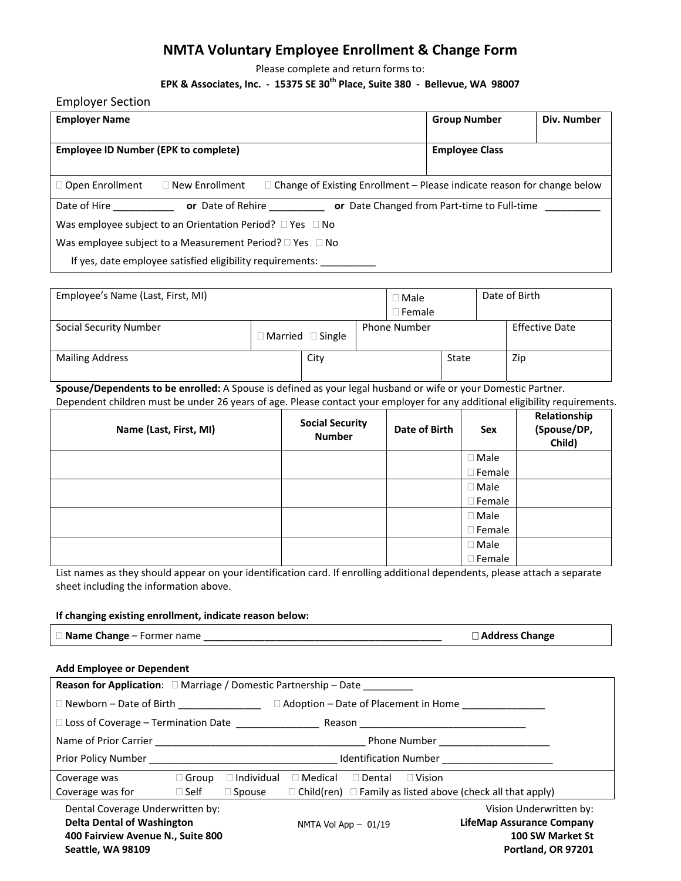# NMTA Voluntary Employee Enrollment & Change Form

Please complete and return forms to:

**EPK & Associates, Inc. - 15375 SE 30th Place, Suite 380 - Bellevue, WA 98007**

## Employer Section

| **Employer Name** | **Group Number** | **Div. Number** |
|---|---|---|
| **Employee ID Number (EPK to complete)** | **Employee Class** | |

☐ Open Enrollment ☐ New Enrollment ☐ Change of Existing Enrollment – Please indicate reason for change below

Date of Hire __________ **or** Date of Rehire __________ **or** Date Changed from Part-time to Full-time __________

Was employee subject to an Orientation Period? ☐ Yes ☐ No

Was employee subject to a Measurement Period? ☐ Yes ☐ No

If yes, date employee satisfied eligibility requirements: __________

| Employee's Name (Last, First, MI) | | ☐ Male ☐ Female | Date of Birth |
|---|---|---|---|
| Social Security Number | ☐ Married ☐ Single | Phone Number | Effective Date |
| Mailing Address | City | State | Zip |

**Spouse/Dependents to be enrolled:** A Spouse is defined as your legal husband or wife or your Domestic Partner. Dependent children must be under 26 years of age. Please contact your employer for any additional eligibility requirements.

| Name (Last, First, MI) | Social Security Number | Date of Birth | Sex | Relationship (Spouse/DP, Child) |
|---|---|---|---|---|
| | | | ☐ Male ☐ Female | |
| | | | ☐ Male ☐ Female | |
| | | | ☐ Male ☐ Female | |
| | | | ☐ Male ☐ Female | |

List names as they should appear on your identification card. If enrolling additional dependents, please attach a separate sheet including the information above.

**If changing existing enrollment, indicate reason below:**

☐ **Name Change** – Former name ____________________________________________ ☐ **Address Change**

**Add Employee or Dependent**

**Reason for Application**: ☐ Marriage / Domestic Partnership – Date _________

☐ Newborn – Date of Birth _______________ ☐ Adoption – Date of Placement in Home _______________

☐ Loss of Coverage – Termination Date _______________ Reason _______________________________

Name of Prior Carrier _______________________________________ Phone Number ____________________

Prior Policy Number __________________________________ Identification Number ____________________

Coverage was ☐ Group ☐ Individual ☐ Medical ☐ Dental ☐ Vision

Coverage was for ☐ Self ☐ Spouse ☐ Child(ren) ☐ Family as listed above (check all that apply)

Dental Coverage Underwritten by:
**Delta Dental of Washington**
**400 Fairview Avenue N., Suite 800**
**Seattle, WA 98109**

NMTA Vol App – 01/19

Vision Underwritten by:
**LifeMap Assurance Company**
**100 SW Market St**
**Portland, OR 97201**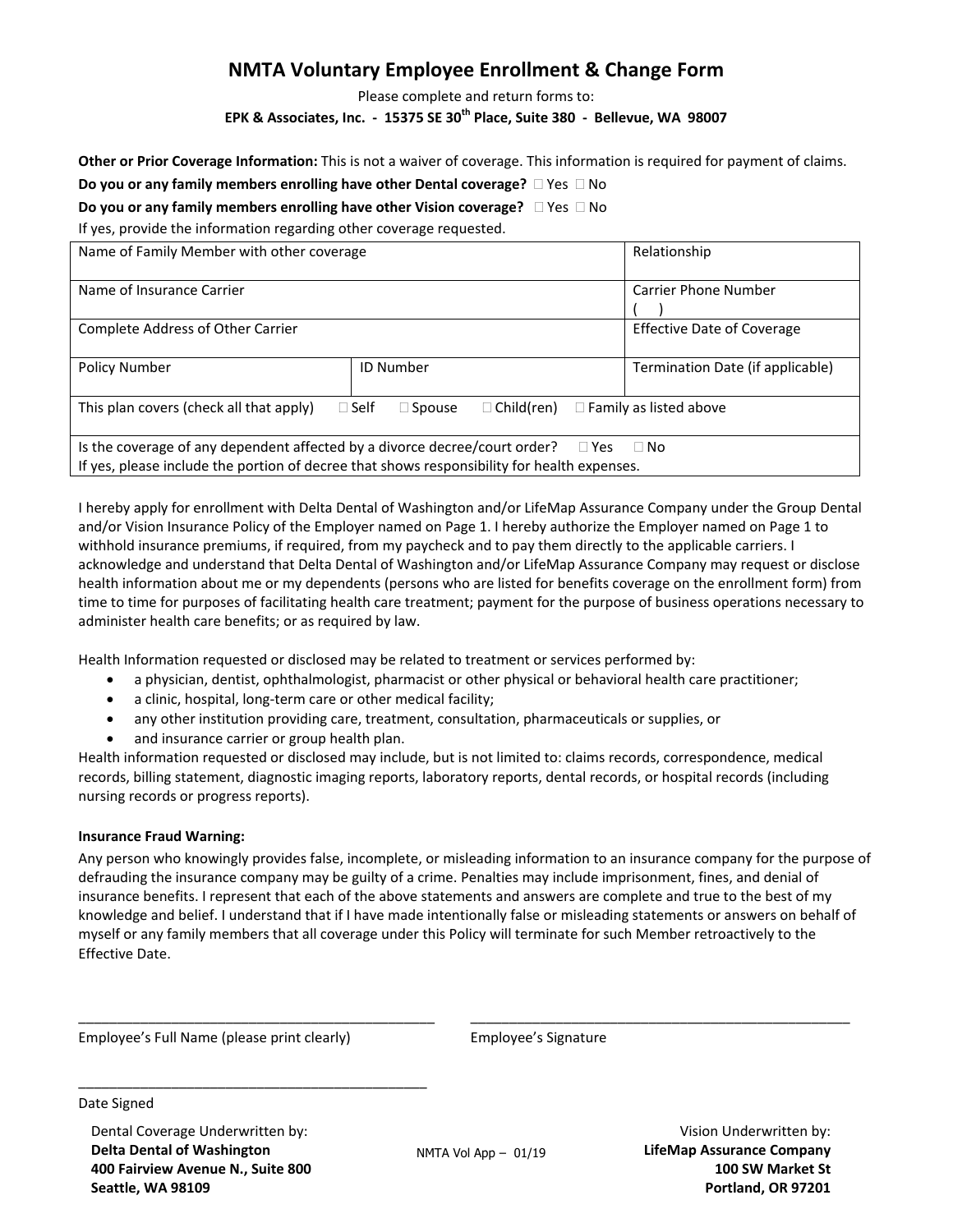# NMTA Voluntary Employee Enrollment & Change Form

Please complete and return forms to:

**EPK & Associates, Inc. - 15375 SE 30th Place, Suite 380 - Bellevue, WA 98007**

**Other or Prior Coverage Information:** This is not a waiver of coverage. This information is required for payment of claims.

**Do you or any family members enrolling have other Dental coverage?** ☐ Yes ☐ No

**Do you or any family members enrolling have other Vision coverage?** ☐ Yes ☐ No

If yes, provide the information regarding other coverage requested.

| | | |
|---|---|---|
| Name of Family Member with other coverage | | Relationship |
| Name of Insurance Carrier | | Carrier Phone Number ( ) |
| Complete Address of Other Carrier | | Effective Date of Coverage |
| Policy Number | ID Number | Termination Date (if applicable) |
| This plan covers (check all that apply) ☐ Self ☐ Spouse ☐ Child(ren) ☐ Family as listed above | | |
| Is the coverage of any dependent affected by a divorce decree/court order? ☐ Yes ☐ No<br>If yes, please include the portion of decree that shows responsibility for health expenses. | | |

I hereby apply for enrollment with Delta Dental of Washington and/or LifeMap Assurance Company under the Group Dental and/or Vision Insurance Policy of the Employer named on Page 1. I hereby authorize the Employer named on Page 1 to withhold insurance premiums, if required, from my paycheck and to pay them directly to the applicable carriers. I acknowledge and understand that Delta Dental of Washington and/or LifeMap Assurance Company may request or disclose health information about me or my dependents (persons who are listed for benefits coverage on the enrollment form) from time to time for purposes of facilitating health care treatment; payment for the purpose of business operations necessary to administer health care benefits; or as required by law.

Health Information requested or disclosed may be related to treatment or services performed by:

- a physician, dentist, ophthalmologist, pharmacist or other physical or behavioral health care practitioner;
- a clinic, hospital, long-term care or other medical facility;
- any other institution providing care, treatment, consultation, pharmaceuticals or supplies, or
- and insurance carrier or group health plan.

Health information requested or disclosed may include, but is not limited to: claims records, correspondence, medical records, billing statement, diagnostic imaging reports, laboratory reports, dental records, or hospital records (including nursing records or progress reports).

**Insurance Fraud Warning:**

Any person who knowingly provides false, incomplete, or misleading information to an insurance company for the purpose of defrauding the insurance company may be guilty of a crime. Penalties may include imprisonment, fines, and denial of insurance benefits. I represent that each of the above statements and answers are complete and true to the best of my knowledge and belief. I understand that if I have made intentionally false or misleading statements or answers on behalf of myself or any family members that all coverage under this Policy will terminate for such Member retroactively to the Effective Date.

_______________________________________________ Employee's Full Name (please print clearly)

_______________________________________________ Employee's Signature

_______________________________________________ Date Signed

Dental Coverage Underwritten by:
**Delta Dental of Washington**
**400 Fairview Avenue N., Suite 800**
**Seattle, WA 98109**

NMTA Vol App – 01/19

Vision Underwritten by:
**LifeMap Assurance Company**
**100 SW Market St**
**Portland, OR 97201**